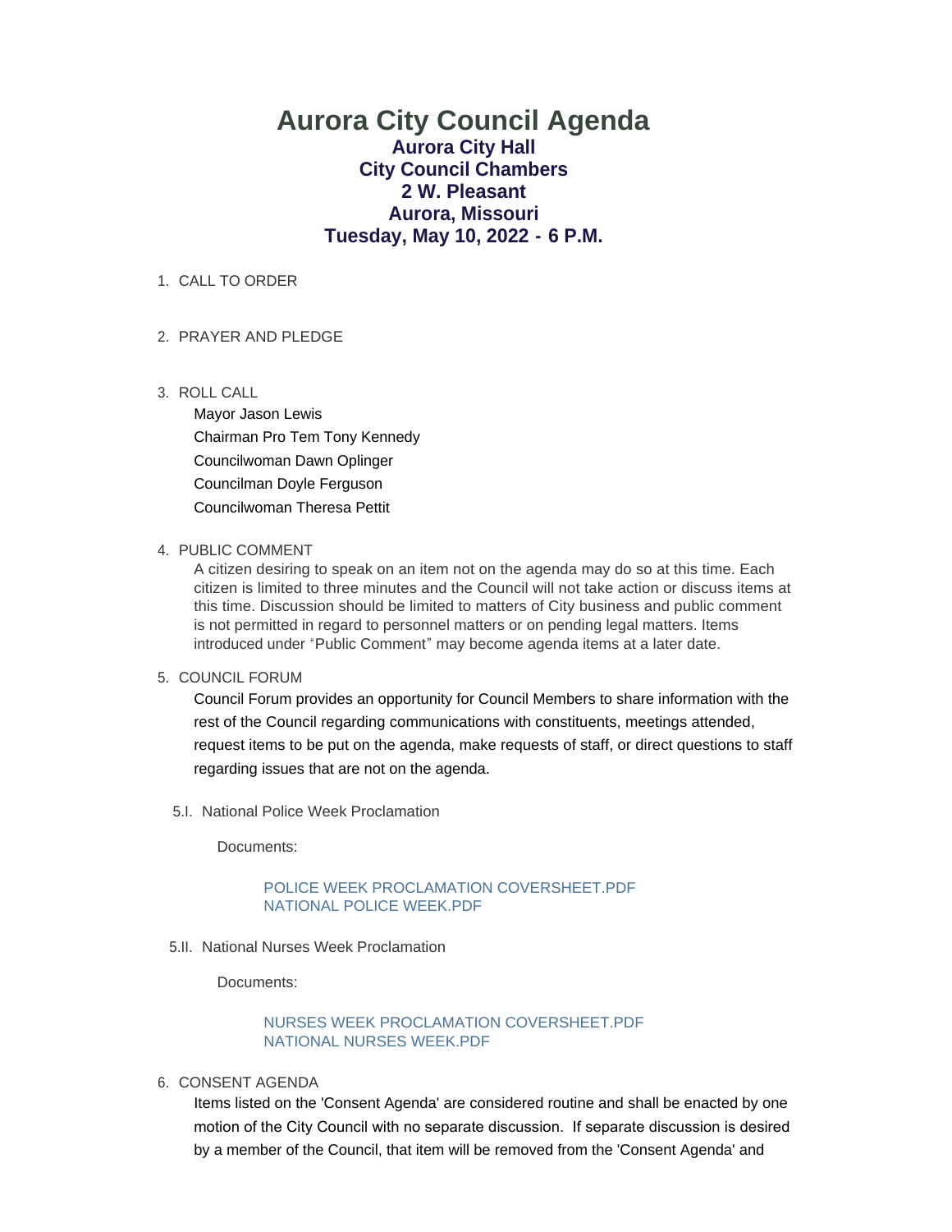# Aurora City Council Agenda

## Aurora City Hall
## City Council Chambers
## 2 W. Pleasant
## Aurora, Missouri
## Tuesday, May 10, 2022 - 6 P.M.

1. CALL TO ORDER

2. PRAYER AND PLEDGE

3. ROLL CALL

   Mayor Jason Lewis
   Chairman Pro Tem Tony Kennedy
   Councilwoman Dawn Oplinger
   Councilman Doyle Ferguson
   Councilwoman Theresa Pettit

4. PUBLIC COMMENT

   A citizen desiring to speak on an item not on the agenda may do so at this time. Each citizen is limited to three minutes and the Council will not take action or discuss items at this time. Discussion should be limited to matters of City business and public comment is not permitted in regard to personnel matters or on pending legal matters. Items introduced under "Public Comment" may become agenda items at a later date.

5. COUNCIL FORUM

   Council Forum provides an opportunity for Council Members to share information with the rest of the Council regarding communications with constituents, meetings attended, request items to be put on the agenda, make requests of staff, or direct questions to staff regarding issues that are not on the agenda.

   5.I. National Police Week Proclamation

   Documents:

   POLICE WEEK PROCLAMATION COVERSHEET.PDF
   NATIONAL POLICE WEEK.PDF

   5.II. National Nurses Week Proclamation

   Documents:

   NURSES WEEK PROCLAMATION COVERSHEET.PDF
   NATIONAL NURSES WEEK.PDF

6. CONSENT AGENDA

   Items listed on the 'Consent Agenda' are considered routine and shall be enacted by one motion of the City Council with no separate discussion. If separate discussion is desired by a member of the Council, that item will be removed from the 'Consent Agenda' and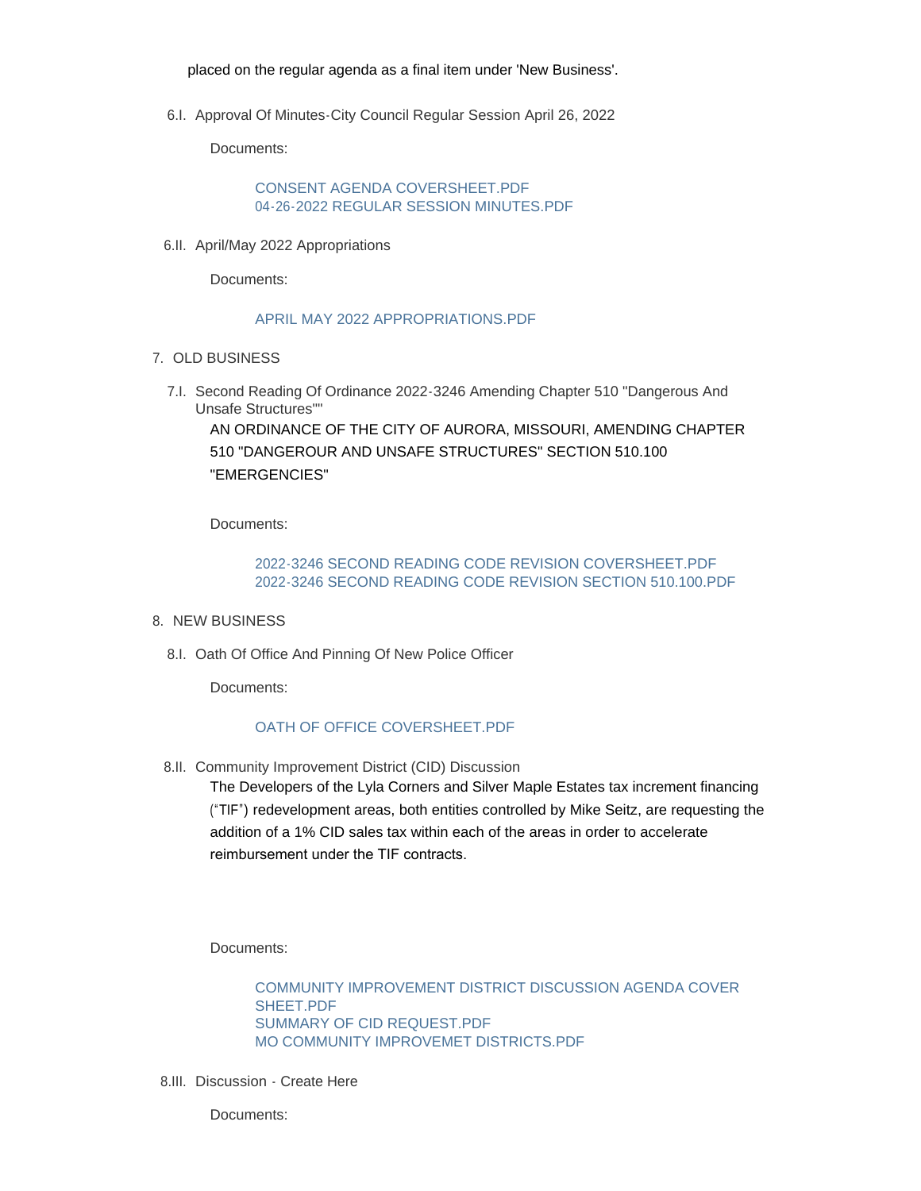placed on the regular agenda as a final item under 'New Business'.

6.I. Approval Of Minutes-City Council Regular Session April 26, 2022

Documents:

CONSENT AGENDA COVERSHEET.PDF
04-26-2022 REGULAR SESSION MINUTES.PDF

6.II. April/May 2022 Appropriations

Documents:

APRIL MAY 2022 APPROPRIATIONS.PDF

7. OLD BUSINESS

7.I. Second Reading Of Ordinance 2022-3246 Amending Chapter 510 "Dangerous And Unsafe Structures""

AN ORDINANCE OF THE CITY OF AURORA, MISSOURI, AMENDING CHAPTER 510 "DANGEROUR AND UNSAFE STRUCTURES" SECTION 510.100 "EMERGENCIES"

Documents:

2022-3246 SECOND READING CODE REVISION COVERSHEET.PDF
2022-3246 SECOND READING CODE REVISION SECTION 510.100.PDF

8. NEW BUSINESS

8.I. Oath Of Office And Pinning Of New Police Officer

Documents:

OATH OF OFFICE COVERSHEET.PDF

8.II. Community Improvement District (CID) Discussion

The Developers of the Lyla Corners and Silver Maple Estates tax increment financing ("TIF") redevelopment areas, both entities controlled by Mike Seitz, are requesting the addition of a 1% CID sales tax within each of the areas in order to accelerate reimbursement under the TIF contracts.

Documents:

COMMUNITY IMPROVEMENT DISTRICT DISCUSSION AGENDA COVER SHEET.PDF
SUMMARY OF CID REQUEST.PDF
MO COMMUNITY IMPROVEMET DISTRICTS.PDF

8.III. Discussion - Create Here

Documents: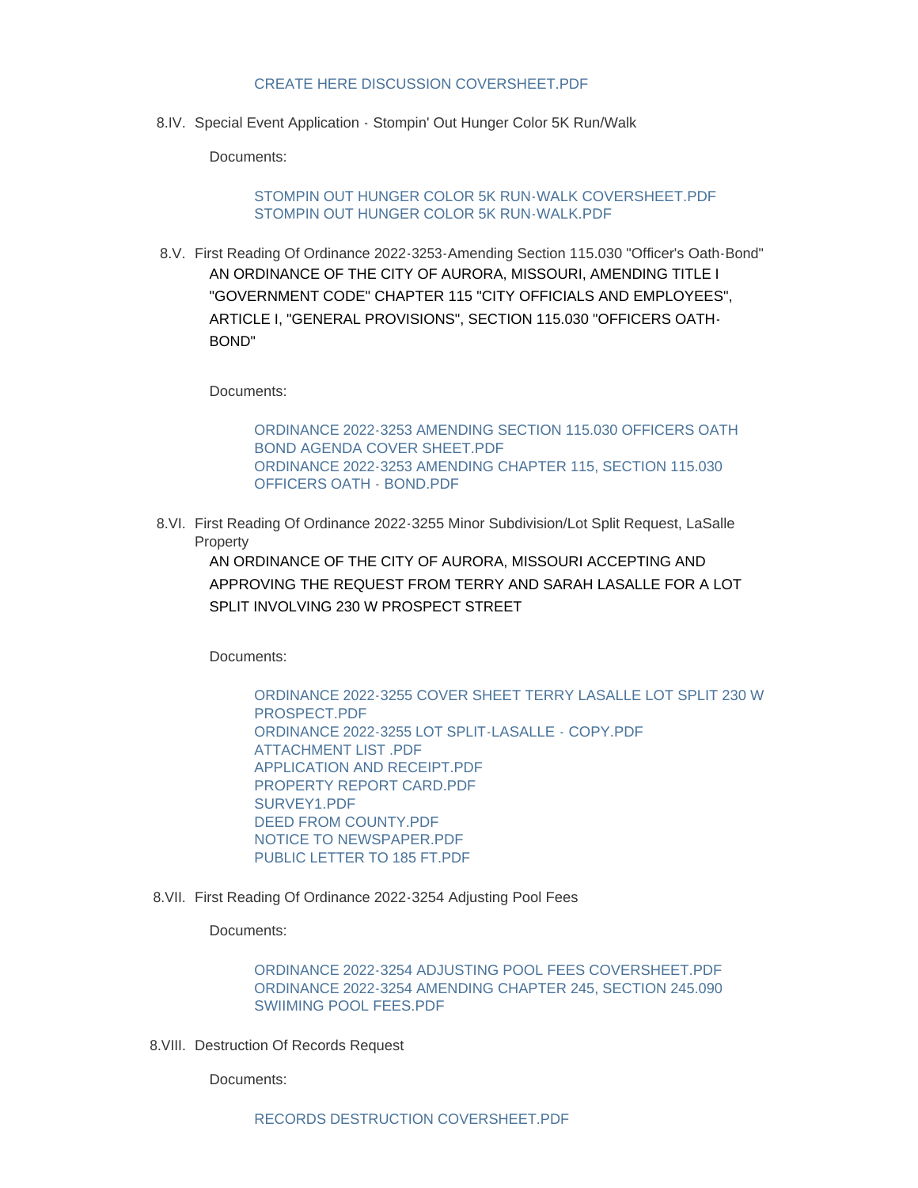CREATE HERE DISCUSSION COVERSHEET.PDF

8.IV. Special Event Application - Stompin' Out Hunger Color 5K Run/Walk

Documents:

STOMPIN OUT HUNGER COLOR 5K RUN-WALK COVERSHEET.PDF
STOMPIN OUT HUNGER COLOR 5K RUN-WALK.PDF

8.V. First Reading Of Ordinance 2022-3253-Amending Section 115.030 "Officer's Oath-Bond"

AN ORDINANCE OF THE CITY OF AURORA, MISSOURI, AMENDING TITLE I "GOVERNMENT CODE" CHAPTER 115 "CITY OFFICIALS AND EMPLOYEES", ARTICLE I, "GENERAL PROVISIONS", SECTION 115.030 "OFFICERS OATH-BOND"

Documents:

ORDINANCE 2022-3253 AMENDING SECTION 115.030 OFFICERS OATH BOND AGENDA COVER SHEET.PDF
ORDINANCE 2022-3253 AMENDING CHAPTER 115, SECTION 115.030 OFFICERS OATH - BOND.PDF

8.VI. First Reading Of Ordinance 2022-3255 Minor Subdivision/Lot Split Request, LaSalle Property

AN ORDINANCE OF THE CITY OF AURORA, MISSOURI ACCEPTING AND APPROVING THE REQUEST FROM TERRY AND SARAH LASALLE FOR A LOT SPLIT INVOLVING 230 W PROSPECT STREET

Documents:

ORDINANCE 2022-3255 COVER SHEET TERRY LASALLE LOT SPLIT 230 W PROSPECT.PDF
ORDINANCE 2022-3255 LOT SPLIT-LASALLE - COPY.PDF
ATTACHMENT LIST .PDF
APPLICATION AND RECEIPT.PDF
PROPERTY REPORT CARD.PDF
SURVEY1.PDF
DEED FROM COUNTY.PDF
NOTICE TO NEWSPAPER.PDF
PUBLIC LETTER TO 185 FT.PDF

8.VII. First Reading Of Ordinance 2022-3254 Adjusting Pool Fees

Documents:

ORDINANCE 2022-3254 ADJUSTING POOL FEES COVERSHEET.PDF
ORDINANCE 2022-3254 AMENDING CHAPTER 245, SECTION 245.090 SWIIMING POOL FEES.PDF

8.VIII. Destruction Of Records Request

Documents:

RECORDS DESTRUCTION COVERSHEET.PDF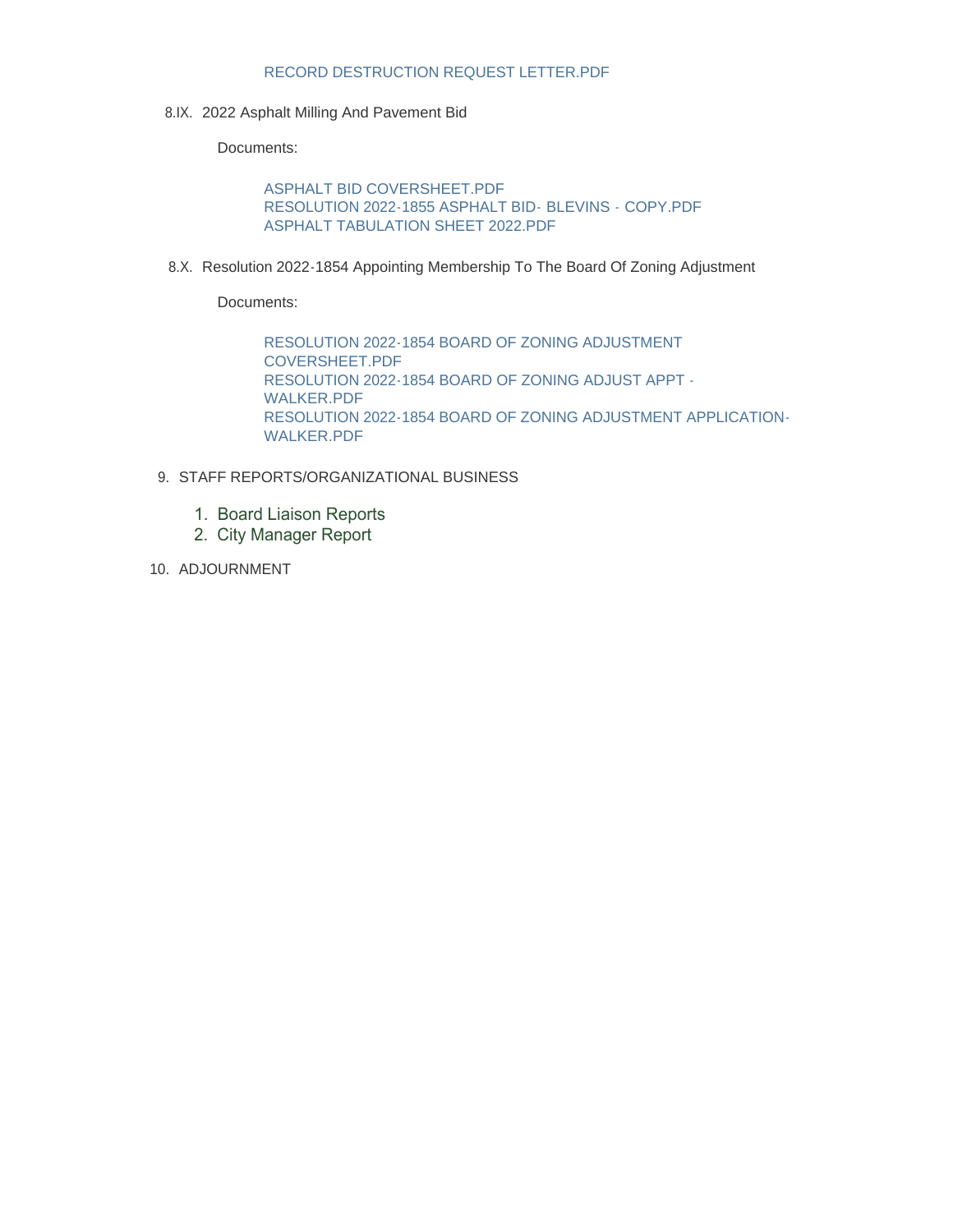RECORD DESTRUCTION REQUEST LETTER.PDF

8.IX. 2022 Asphalt Milling And Pavement Bid

Documents:

ASPHALT BID COVERSHEET.PDF
RESOLUTION 2022-1855 ASPHALT BID- BLEVINS - COPY.PDF
ASPHALT TABULATION SHEET 2022.PDF

8.X. Resolution 2022-1854 Appointing Membership To The Board Of Zoning Adjustment

Documents:

RESOLUTION 2022-1854 BOARD OF ZONING ADJUSTMENT COVERSHEET.PDF
RESOLUTION 2022-1854 BOARD OF ZONING ADJUST APPT - WALKER.PDF
RESOLUTION 2022-1854 BOARD OF ZONING ADJUSTMENT APPLICATION-WALKER.PDF

9. STAFF REPORTS/ORGANIZATIONAL BUSINESS

    1. Board Liaison Reports
    2. City Manager Report

10. ADJOURNMENT